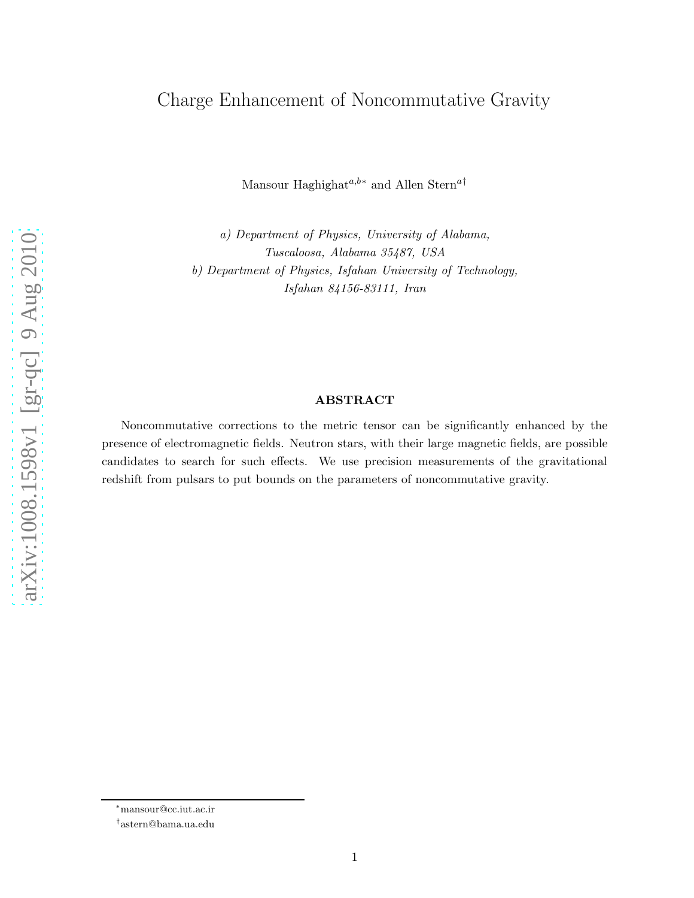# Charge Enhancement of Noncommutative Gravity

Mansour Haghighat[a,b*] and Allen Stern[a†]

*a) Department of Physics, University of Alabama,*
*Tuscaloosa, Alabama 35487, USA*
*b) Department of Physics, Isfahan University of Technology,*
*Isfahan 84156-83111, Iran*

**ABSTRACT**

Noncommutative corrections to the metric tensor can be significantly enhanced by the presence of electromagnetic fields. Neutron stars, with their large magnetic fields, are possible candidates to search for such effects. We use precision measurements of the gravitational redshift from pulsars to put bounds on the parameters of noncommutative gravity.

---

*mansour@cc.iut.ac.ir

†astern@bama.ua.edu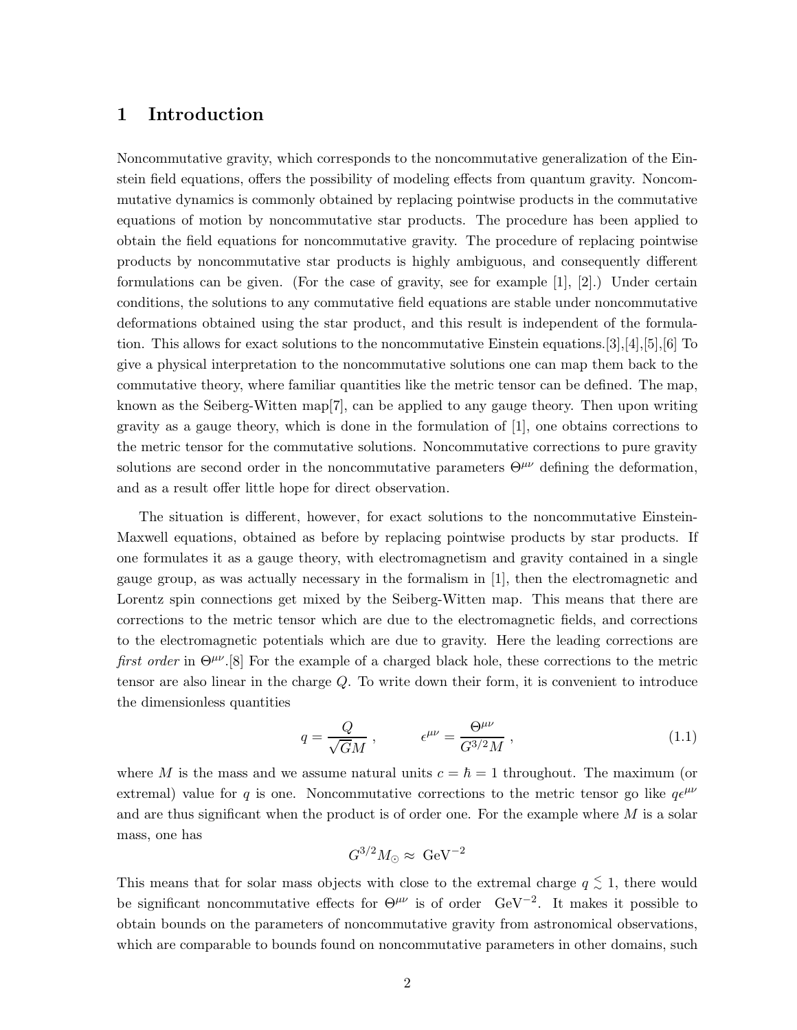# 1 Introduction

Noncommutative gravity, which corresponds to the noncommutative generalization of the Einstein field equations, offers the possibility of modeling effects from quantum gravity. Noncommutative dynamics is commonly obtained by replacing pointwise products in the commutative equations of motion by noncommutative star products. The procedure has been applied to obtain the field equations for noncommutative gravity. The procedure of replacing pointwise products by noncommutative star products is highly ambiguous, and consequently different formulations can be given. (For the case of gravity, see for example [1], [2].) Under certain conditions, the solutions to any commutative field equations are stable under noncommutative deformations obtained using the star product, and this result is independent of the formulation. This allows for exact solutions to the noncommutative Einstein equations.[3],[4],[5],[6] To give a physical interpretation to the noncommutative solutions one can map them back to the commutative theory, where familiar quantities like the metric tensor can be defined. The map, known as the Seiberg-Witten map[7], can be applied to any gauge theory. Then upon writing gravity as a gauge theory, which is done in the formulation of [1], one obtains corrections to the metric tensor for the commutative solutions. Noncommutative corrections to pure gravity solutions are second order in the noncommutative parameters $\Theta^{\mu\nu}$ defining the deformation, and as a result offer little hope for direct observation.

The situation is different, however, for exact solutions to the noncommutative Einstein-Maxwell equations, obtained as before by replacing pointwise products by star products. If one formulates it as a gauge theory, with electromagnetism and gravity contained in a single gauge group, as was actually necessary in the formalism in [1], then the electromagnetic and Lorentz spin connections get mixed by the Seiberg-Witten map. This means that there are corrections to the metric tensor which are due to the electromagnetic fields, and corrections to the electromagnetic potentials which are due to gravity. Here the leading corrections are *first order* in $\Theta^{\mu\nu}$.[8] For the example of a charged black hole, these corrections to the metric tensor are also linear in the charge $Q$. To write down their form, it is convenient to introduce the dimensionless quantities

$$q = \frac{Q}{\sqrt{G}M}\;, \qquad\qquad \epsilon^{\mu\nu} = \frac{\Theta^{\mu\nu}}{G^{3/2}M}\;, \tag{1.1}$$

where $M$ is the mass and we assume natural units $c = \hbar = 1$ throughout. The maximum (or extremal) value for $q$ is one. Noncommutative corrections to the metric tensor go like $q\epsilon^{\mu\nu}$ and are thus significant when the product is of order one. For the example where $M$ is a solar mass, one has

$$G^{3/2}M_{\odot} \approx \text{ GeV}^{-2}$$

This means that for solar mass objects with close to the extremal charge $q \lesssim 1$, there would be significant noncommutative effects for $\Theta^{\mu\nu}$ is of order $\text{GeV}^{-2}$. It makes it possible to obtain bounds on the parameters of noncommutative gravity from astronomical observations, which are comparable to bounds found on noncommutative parameters in other domains, such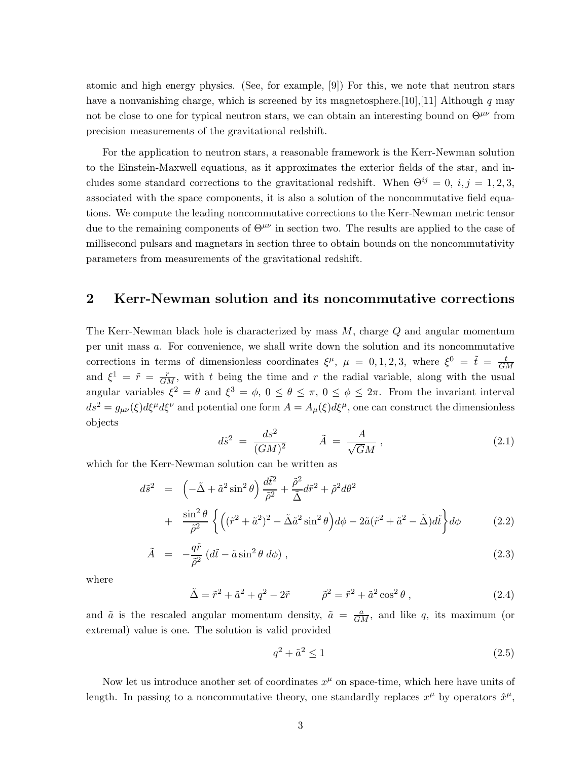atomic and high energy physics. (See, for example, [9]) For this, we note that neutron stars have a nonvanishing charge, which is screened by its magnetosphere.[10],[11] Although $q$ may not be close to one for typical neutron stars, we can obtain an interesting bound on $\Theta^{\mu\nu}$ from precision measurements of the gravitational redshift.

For the application to neutron stars, a reasonable framework is the Kerr-Newman solution to the Einstein-Maxwell equations, as it approximates the exterior fields of the star, and includes some standard corrections to the gravitational redshift. When $\Theta^{ij} = 0$, $i, j = 1, 2, 3$, associated with the space components, it is also a solution of the noncommutative field equations. We compute the leading noncommutative corrections to the Kerr-Newman metric tensor due to the remaining components of $\Theta^{\mu\nu}$ in section two. The results are applied to the case of millisecond pulsars and magnetars in section three to obtain bounds on the noncommutativity parameters from measurements of the gravitational redshift.

## 2 Kerr-Newman solution and its noncommutative corrections

The Kerr-Newman black hole is characterized by mass $M$, charge $Q$ and angular momentum per unit mass $a$. For convenience, we shall write down the solution and its noncommutative corrections in terms of dimensionless coordinates $\xi^\mu$, $\mu = 0, 1, 2, 3$, where $\xi^0 = \tilde{t} = \frac{t}{GM}$ and $\xi^1 = \tilde{r} = \frac{r}{GM}$, with $t$ being the time and $r$ the radial variable, along with the usual angular variables $\xi^2 = \theta$ and $\xi^3 = \phi$, $0 \leq \theta \leq \pi$, $0 \leq \phi \leq 2\pi$. From the invariant interval $ds^2 = g_{\mu\nu}(\xi) d\xi^\mu d\xi^\nu$ and potential one form $A = A_\mu(\xi) d\xi^\mu$, one can construct the dimensionless objects

$$d\tilde{s}^2 = \frac{ds^2}{(GM)^2} \qquad \tilde{A} = \frac{A}{\sqrt{G}M} , \tag{2.1}$$

which for the Kerr-Newman solution can be written as

$$\begin{aligned} d\tilde{s}^2 &= \Big(-\tilde{\Delta} + \tilde{a}^2 \sin^2\theta\Big) \frac{d\tilde{t}^2}{\tilde{\rho}^2} + \frac{\tilde{\rho}^2}{\tilde{\Delta}} d\tilde{r}^2 + \tilde{\rho}^2 d\theta^2 \\ &+ \frac{\sin^2\theta}{\tilde{\rho}^2} \left\{ \Big( (\tilde{r}^2 + \tilde{a}^2)^2 - \tilde{\Delta}\tilde{a}^2 \sin^2\theta \Big) d\phi - 2\tilde{a}(\tilde{r}^2 + \tilde{a}^2 - \tilde{\Delta}) d\tilde{t} \right\} d\phi \end{aligned} \tag{2.2}$$

$$\tilde{A} = -\frac{q\tilde{r}}{\tilde{\rho}^2} \left( d\tilde{t} - \tilde{a} \sin^2\theta \, d\phi \right) , \tag{2.3}$$

where

$$\tilde{\Delta} = \tilde{r}^2 + \tilde{a}^2 + q^2 - 2\tilde{r} \qquad \tilde{\rho}^2 = \tilde{r}^2 + \tilde{a}^2 \cos^2\theta , \tag{2.4}$$

and $\tilde{a}$ is the rescaled angular momentum density, $\tilde{a} = \frac{a}{GM}$, and like $q$, its maximum (or extremal) value is one. The solution is valid provided

$$q^2 + \tilde{a}^2 \leq 1 \tag{2.5}$$

Now let us introduce another set of coordinates $x^\mu$ on space-time, which here have units of length. In passing to a noncommutative theory, one standardly replaces $x^\mu$ by operators $\hat{x}^\mu$,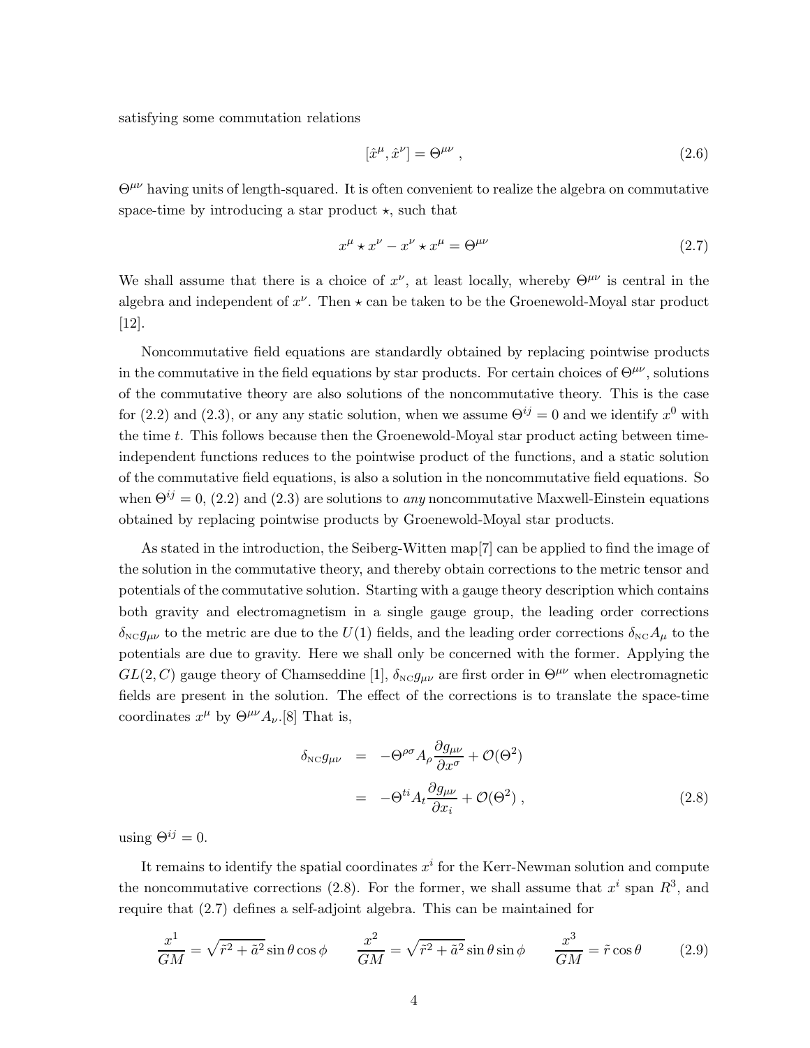satisfying some commutation relations

$$[\hat{x}^\mu, \hat{x}^\nu] = \Theta^{\mu\nu} \,, \tag{2.6}$$

$\Theta^{\mu\nu}$ having units of length-squared. It is often convenient to realize the algebra on commutative space-time by introducing a star product $\star$, such that

$$x^\mu \star x^\nu - x^\nu \star x^\mu = \Theta^{\mu\nu} \tag{2.7}$$

We shall assume that there is a choice of $x^\nu$, at least locally, whereby $\Theta^{\mu\nu}$ is central in the algebra and independent of $x^\nu$. Then $\star$ can be taken to be the Groenewold-Moyal star product [12].

Noncommutative field equations are standardly obtained by replacing pointwise products in the commutative in the field equations by star products. For certain choices of $\Theta^{\mu\nu}$, solutions of the commutative theory are also solutions of the noncommutative theory. This is the case for (2.2) and (2.3), or any any static solution, when we assume $\Theta^{ij} = 0$ and we identify $x^0$ with the time $t$. This follows because then the Groenewold-Moyal star product acting between time-independent functions reduces to the pointwise product of the functions, and a static solution of the commutative field equations, is also a solution in the noncommutative field equations. So when $\Theta^{ij} = 0$, (2.2) and (2.3) are solutions to *any* noncommutative Maxwell-Einstein equations obtained by replacing pointwise products by Groenewold-Moyal star products.

As stated in the introduction, the Seiberg-Witten map[7] can be applied to find the image of the solution in the commutative theory, and thereby obtain corrections to the metric tensor and potentials of the commutative solution. Starting with a gauge theory description which contains both gravity and electromagnetism in a single gauge group, the leading order corrections $\delta_{\rm NC} g_{\mu\nu}$ to the metric are due to the $U(1)$ fields, and the leading order corrections $\delta_{\rm NC} A_\mu$ to the potentials are due to gravity. Here we shall only be concerned with the former. Applying the $GL(2, C)$ gauge theory of Chamseddine [1], $\delta_{\rm NC} g_{\mu\nu}$ are first order in $\Theta^{\mu\nu}$ when electromagnetic fields are present in the solution. The effect of the corrections is to translate the space-time coordinates $x^\mu$ by $\Theta^{\mu\nu} A_\nu$.[8] That is,

$$\begin{aligned} \delta_{\rm NC} g_{\mu\nu} &= -\Theta^{\rho\sigma} A_\rho \frac{\partial g_{\mu\nu}}{\partial x^\sigma} + \mathcal{O}(\Theta^2) \\ &= -\Theta^{ti} A_t \frac{\partial g_{\mu\nu}}{\partial x_i} + \mathcal{O}(\Theta^2) \,, \end{aligned} \tag{2.8}$$

using $\Theta^{ij} = 0$.

It remains to identify the spatial coordinates $x^i$ for the Kerr-Newman solution and compute the noncommutative corrections (2.8). For the former, we shall assume that $x^i$ span $R^3$, and require that (2.7) defines a self-adjoint algebra. This can be maintained for

$$\frac{x^1}{GM} = \sqrt{\tilde{r}^2 + \tilde{a}^2} \sin\theta \cos\phi \qquad \frac{x^2}{GM} = \sqrt{\tilde{r}^2 + \tilde{a}^2} \sin\theta \sin\phi \qquad \frac{x^3}{GM} = \tilde{r} \cos\theta \tag{2.9}$$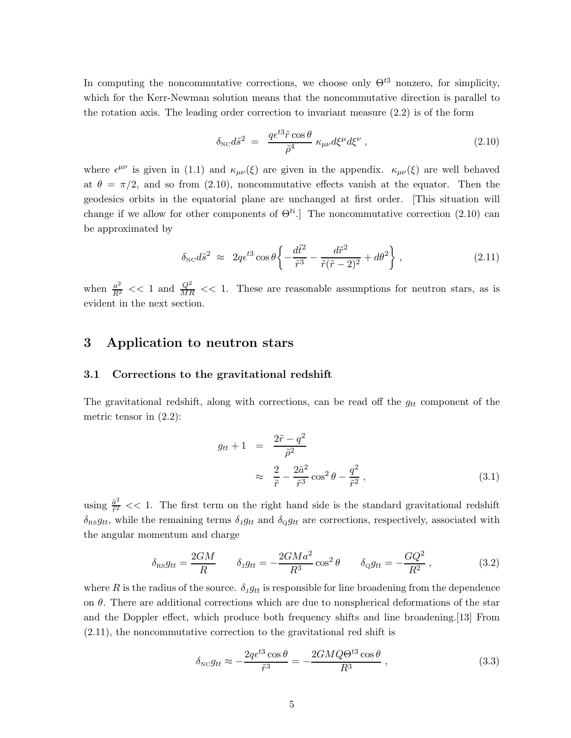In computing the noncommutative corrections, we choose only $\Theta^{t3}$ nonzero, for simplicity, which for the Kerr-Newman solution means that the noncommutative direction is parallel to the rotation axis. The leading order correction to invariant measure (2.2) is of the form

$$\delta_{\rm NC} d\tilde{s}^2 \;=\; \frac{q\epsilon^{t3}\tilde{r}\cos\theta}{\tilde{\rho}^4}\;\kappa_{\mu\nu}d\xi^\mu d\xi^\nu\;, \tag{2.10}$$

where $\epsilon^{\mu\nu}$ is given in (1.1) and $\kappa_{\mu\nu}(\xi)$ are given in the appendix. $\kappa_{\mu\nu}(\xi)$ are well behaved at $\theta = \pi/2$, and so from (2.10), noncommutative effects vanish at the equator. Then the geodesics orbits in the equatorial plane are unchanged at first order. [This situation will change if we allow for other components of $\Theta^{ti}$.] The noncommutative correction (2.10) can be approximated by

$$\delta_{\rm NC} d\tilde{s}^2 \;\approx\; 2q\epsilon^{t3}\cos\theta\left\{-\frac{d\tilde{t}^2}{\tilde{r}^3} - \frac{d\tilde{r}^2}{\tilde{r}(\tilde{r}-2)^2} + d\theta^2\right\}\,, \tag{2.11}$$

when $\frac{a^2}{R^2} << 1$ and $\frac{Q^2}{MR} << 1$. These are reasonable assumptions for neutron stars, as is evident in the next section.

# 3 Application to neutron stars

## 3.1 Corrections to the gravitational redshift

The gravitational redshift, along with corrections, can be read off the $g_{tt}$ component of the metric tensor in (2.2):

$$\begin{aligned} g_{tt} + 1 \;&=\; \frac{2\tilde{r} - q^2}{\tilde{\rho}^2} \\ &\approx\; \frac{2}{\tilde{r}} - \frac{2\tilde{a}^2}{\tilde{r}^3}\cos^2\theta - \frac{q^2}{\tilde{r}^2}\,, \end{aligned} \tag{3.1}$$

using $\frac{\tilde{a}^2}{\tilde{r}^2} << 1$. The first term on the right hand side is the standard gravitational redshift $\delta_{\rm RS} g_{tt}$, while the remaining terms $\delta_{\rm J} g_{tt}$ and $\delta_{\rm Q} g_{tt}$ are corrections, respectively, associated with the angular momentum and charge

$$\delta_{\rm RS} g_{tt} = \frac{2GM}{R} \qquad \delta_{\rm J} g_{tt} = -\frac{2GMa^2}{R^3}\cos^2\theta \qquad \delta_{\rm Q} g_{tt} = -\frac{GQ^2}{R^2}\,, \tag{3.2}$$

where $R$ is the radius of the source. $\delta_{\rm J} g_{tt}$ is responsible for line broadening from the dependence on $\theta$. There are additional corrections which are due to nonspherical deformations of the star and the Doppler effect, which produce both frequency shifts and line broadening.[13] From (2.11), the noncommutative correction to the gravitational red shift is

$$\delta_{\rm NC} g_{tt} \approx -\frac{2q\epsilon^{t3}\cos\theta}{\tilde{r}^3} = -\frac{2GMQ\Theta^{t3}\cos\theta}{R^3}\,, \tag{3.3}$$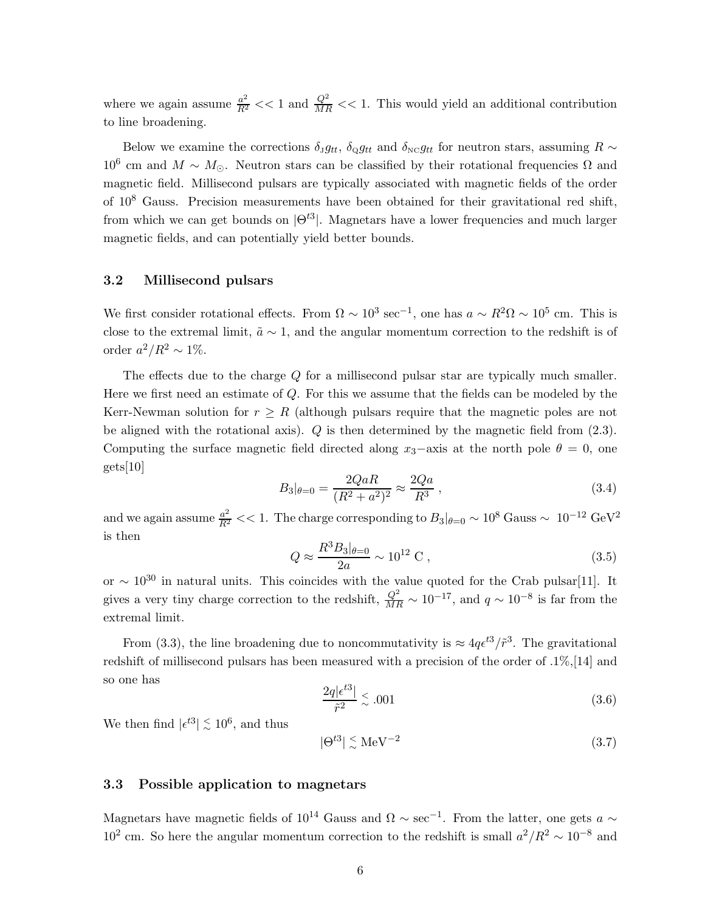where we again assume $\frac{a^2}{R^2} << 1$ and $\frac{Q^2}{MR} << 1$. This would yield an additional contribution to line broadening.

Below we examine the corrections $\delta_{\rm J} g_{tt}$, $\delta_{\rm Q} g_{tt}$ and $\delta_{\rm NC} g_{tt}$ for neutron stars, assuming $R \sim 10^6$ cm and $M \sim M_{\odot}$. Neutron stars can be classified by their rotational frequencies $\Omega$ and magnetic field. Millisecond pulsars are typically associated with magnetic fields of the order of $10^8$ Gauss. Precision measurements have been obtained for their gravitational red shift, from which we can get bounds on $|\Theta^{t3}|$. Magnetars have a lower frequencies and much larger magnetic fields, and can potentially yield better bounds.

### 3.2 Millisecond pulsars

We first consider rotational effects. From $\Omega \sim 10^3$ sec$^{-1}$, one has $a \sim R^2 \Omega \sim 10^5$ cm. This is close to the extremal limit, $\tilde{a} \sim 1$, and the angular momentum correction to the redshift is of order $a^2/R^2 \sim 1\%$.

The effects due to the charge $Q$ for a millisecond pulsar star are typically much smaller. Here we first need an estimate of $Q$. For this we assume that the fields can be modeled by the Kerr-Newman solution for $r \geq R$ (although pulsars require that the magnetic poles are not be aligned with the rotational axis). $Q$ is then determined by the magnetic field from (2.3). Computing the surface magnetic field directed along $x_3-$axis at the north pole $\theta = 0$, one gets[10]

$$B_3|_{\theta=0} = \frac{2QaR}{(R^2+a^2)^2} \approx \frac{2Qa}{R^3} \,, \tag{3.4}$$

and we again assume $\frac{a^2}{R^2} << 1$. The charge corresponding to $B_3|_{\theta=0} \sim 10^8$ Gauss $\sim 10^{-12}$ GeV$^2$ is then

$$Q \approx \frac{R^3 B_3|_{\theta=0}}{2a} \sim 10^{12} \text{ C} \,, \tag{3.5}$$

or $\sim 10^{30}$ in natural units. This coincides with the value quoted for the Crab pulsar[11]. It gives a very tiny charge correction to the redshift, $\frac{Q^2}{MR} \sim 10^{-17}$, and $q \sim 10^{-8}$ is far from the extremal limit.

From (3.3), the line broadening due to noncommutativity is $\approx 4q\epsilon^{t3}/\tilde{r}^3$. The gravitational redshift of millisecond pulsars has been measured with a precision of the order of .1%,[14] and so one has

$$\frac{2q|\epsilon^{t3}|}{\tilde{r}^2} \lesssim .001 \tag{3.6}$$

We then find $|\epsilon^{t3}| \lesssim 10^6$, and thus

$$|\Theta^{t3}| \lesssim \text{MeV}^{-2} \tag{3.7}$$

### 3.3 Possible application to magnetars

Magnetars have magnetic fields of $10^{14}$ Gauss and $\Omega \sim$ sec$^{-1}$. From the latter, one gets $a \sim 10^2$ cm. So here the angular momentum correction to the redshift is small $a^2/R^2 \sim 10^{-8}$ and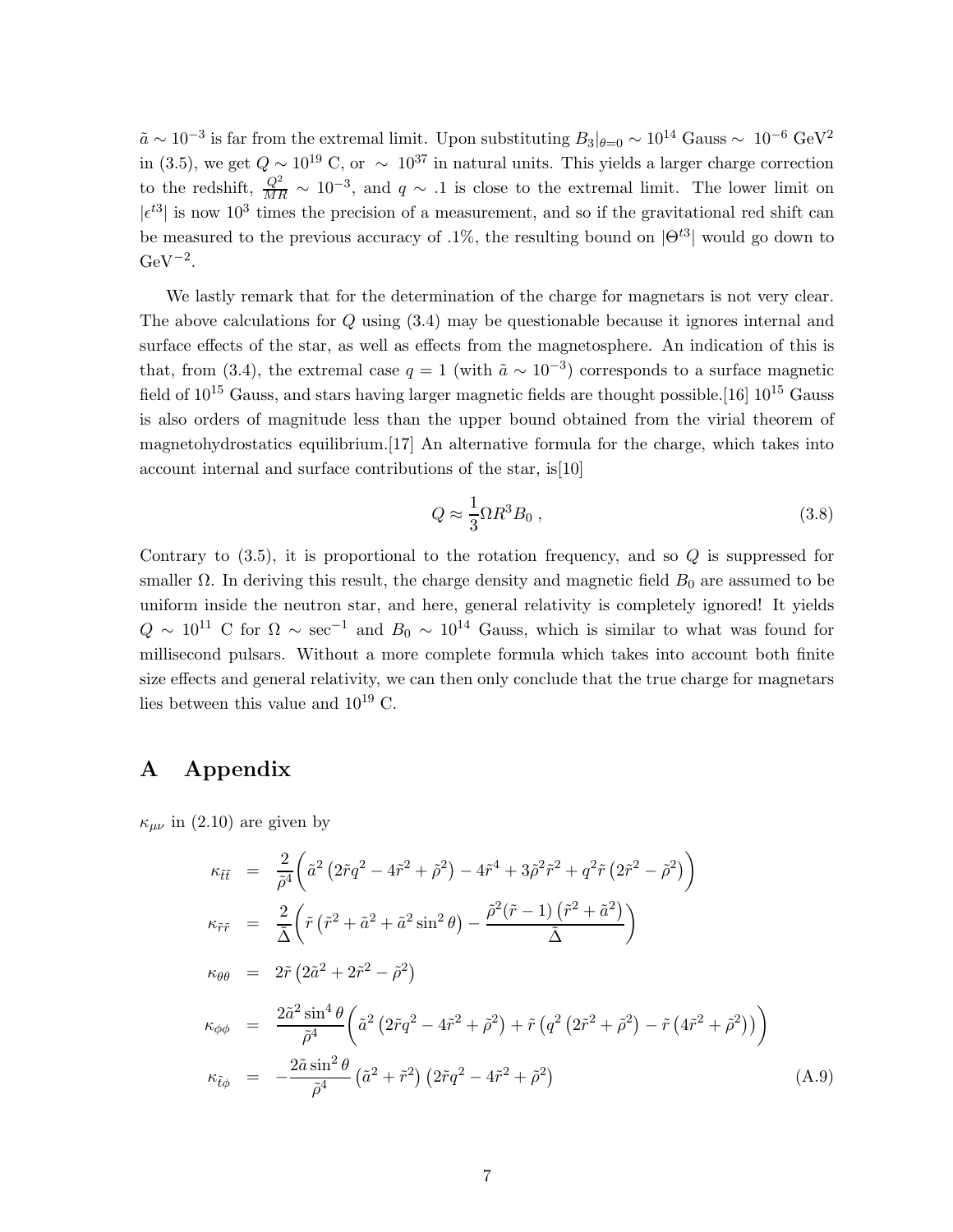$\tilde{a} \sim 10^{-3}$ is far from the extremal limit. Upon substituting $B_3|_{\theta=0} \sim 10^{14}$ Gauss $\sim\ 10^{-6}$ GeV$^2$ in (3.5), we get $Q \sim 10^{19}$ C, or $\sim\ 10^{37}$ in natural units. This yields a larger charge correction to the redshift, $\frac{Q^2}{MR} \sim 10^{-3}$, and $q \sim .1$ is close to the extremal limit. The lower limit on $|\epsilon^{t3}|$ is now $10^3$ times the precision of a measurement, and so if the gravitational red shift can be measured to the previous accuracy of .1%, the resulting bound on $|\Theta^{t3}|$ would go down to GeV$^{-2}$.

We lastly remark that for the determination of the charge for magnetars is not very clear. The above calculations for $Q$ using (3.4) may be questionable because it ignores internal and surface effects of the star, as well as effects from the magnetosphere. An indication of this is that, from (3.4), the extremal case $q = 1$ (with $\tilde{a} \sim 10^{-3}$) corresponds to a surface magnetic field of $10^{15}$ Gauss, and stars having larger magnetic fields are thought possible.[16] $10^{15}$ Gauss is also orders of magnitude less than the upper bound obtained from the virial theorem of magnetohydrostatics equilibrium.[17] An alternative formula for the charge, which takes into account internal and surface contributions of the star, is[10]

$$Q \approx \frac{1}{3}\Omega R^3 B_0\ , \tag{3.8}$$

Contrary to (3.5), it is proportional to the rotation frequency, and so $Q$ is suppressed for smaller $\Omega$. In deriving this result, the charge density and magnetic field $B_0$ are assumed to be uniform inside the neutron star, and here, general relativity is completely ignored! It yields $Q \sim 10^{11}$ C for $\Omega \sim$ sec$^{-1}$ and $B_0 \sim 10^{14}$ Gauss, which is similar to what was found for millisecond pulsars. Without a more complete formula which takes into account both finite size effects and general relativity, we can then only conclude that the true charge for magnetars lies between this value and $10^{19}$ C.

# A Appendix

$\kappa_{\mu\nu}$ in (2.10) are given by

$$\begin{aligned}
\kappa_{\tilde{t}\tilde{t}} &= \frac{2}{\tilde{\rho}^4}\bigg(\tilde{a}^2\left(2\tilde{r}q^2 - 4\tilde{r}^2 + \tilde{\rho}^2\right) - 4\tilde{r}^4 + 3\tilde{\rho}^2\tilde{r}^2 + q^2\tilde{r}\left(2\tilde{r}^2 - \tilde{\rho}^2\right)\bigg) \\
\kappa_{\tilde{r}\tilde{r}} &= \frac{2}{\tilde{\Delta}}\bigg(\tilde{r}\left(\tilde{r}^2 + \tilde{a}^2 + \tilde{a}^2\sin^2\theta\right) - \frac{\tilde{\rho}^2(\tilde{r}-1)\left(\tilde{r}^2 + \tilde{a}^2\right)}{\tilde{\Delta}}\bigg) \\
\kappa_{\theta\theta} &= 2\tilde{r}\left(2\tilde{a}^2 + 2\tilde{r}^2 - \tilde{\rho}^2\right) \\
\kappa_{\phi\phi} &= \frac{2\tilde{a}^2\sin^4\theta}{\tilde{\rho}^4}\bigg(\tilde{a}^2\left(2\tilde{r}q^2 - 4\tilde{r}^2 + \tilde{\rho}^2\right) + \tilde{r}\left(q^2\left(2\tilde{r}^2 + \tilde{\rho}^2\right) - \tilde{r}\left(4\tilde{r}^2 + \tilde{\rho}^2\right)\right)\bigg) \\
\kappa_{\tilde{t}\phi} &= -\frac{2\tilde{a}\sin^2\theta}{\tilde{\rho}^4}\left(\tilde{a}^2 + \tilde{r}^2\right)\left(2\tilde{r}q^2 - 4\tilde{r}^2 + \tilde{\rho}^2\right)
\end{aligned} \tag{A.9}$$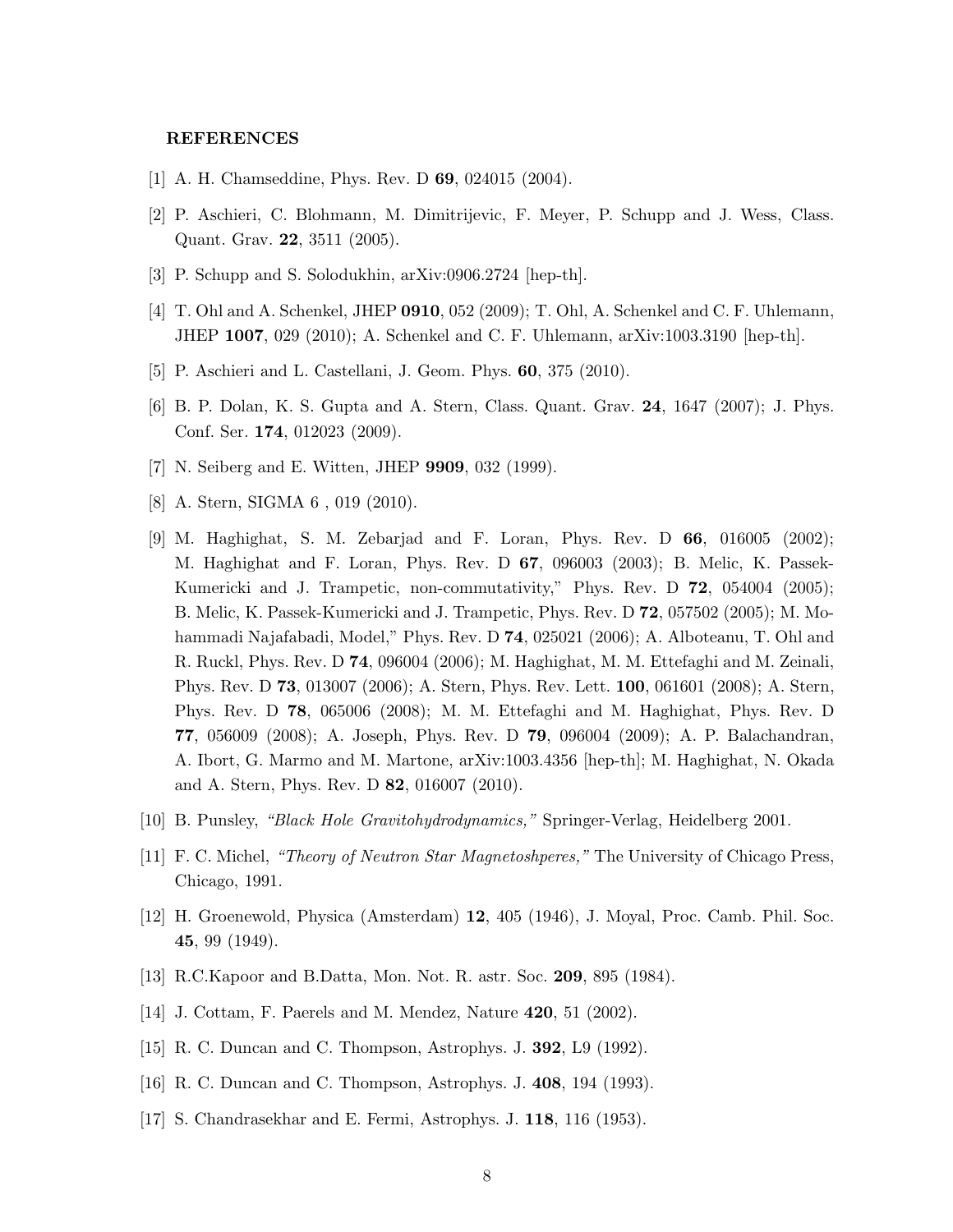## REFERENCES

[1] A. H. Chamseddine, Phys. Rev. D **69**, 024015 (2004).

[2] P. Aschieri, C. Blohmann, M. Dimitrijevic, F. Meyer, P. Schupp and J. Wess, Class. Quant. Grav. **22**, 3511 (2005).

[3] P. Schupp and S. Solodukhin, arXiv:0906.2724 [hep-th].

[4] T. Ohl and A. Schenkel, JHEP **0910**, 052 (2009); T. Ohl, A. Schenkel and C. F. Uhlemann, JHEP **1007**, 029 (2010); A. Schenkel and C. F. Uhlemann, arXiv:1003.3190 [hep-th].

[5] P. Aschieri and L. Castellani, J. Geom. Phys. **60**, 375 (2010).

[6] B. P. Dolan, K. S. Gupta and A. Stern, Class. Quant. Grav. **24**, 1647 (2007); J. Phys. Conf. Ser. **174**, 012023 (2009).

[7] N. Seiberg and E. Witten, JHEP **9909**, 032 (1999).

[8] A. Stern, SIGMA 6 , 019 (2010).

[9] M. Haghighat, S. M. Zebarjad and F. Loran, Phys. Rev. D **66**, 016005 (2002); M. Haghighat and F. Loran, Phys. Rev. D **67**, 096003 (2003); B. Melic, K. Passek-Kumericki and J. Trampetic, non-commutativity," Phys. Rev. D **72**, 054004 (2005); B. Melic, K. Passek-Kumericki and J. Trampetic, Phys. Rev. D **72**, 057502 (2005); M. Mohammadi Najafabadi, Model," Phys. Rev. D **74**, 025021 (2006); A. Alboteanu, T. Ohl and R. Ruckl, Phys. Rev. D **74**, 096004 (2006); M. Haghighat, M. M. Ettefaghi and M. Zeinali, Phys. Rev. D **73**, 013007 (2006); A. Stern, Phys. Rev. Lett. **100**, 061601 (2008); A. Stern, Phys. Rev. D **78**, 065006 (2008); M. M. Ettefaghi and M. Haghighat, Phys. Rev. D **77**, 056009 (2008); A. Joseph, Phys. Rev. D **79**, 096004 (2009); A. P. Balachandran, A. Ibort, G. Marmo and M. Martone, arXiv:1003.4356 [hep-th]; M. Haghighat, N. Okada and A. Stern, Phys. Rev. D **82**, 016007 (2010).

[10] B. Punsley, *"Black Hole Gravitohydrodynamics,"* Springer-Verlag, Heidelberg 2001.

[11] F. C. Michel, *"Theory of Neutron Star Magnetoshperes,"* The University of Chicago Press, Chicago, 1991.

[12] H. Groenewold, Physica (Amsterdam) **12**, 405 (1946), J. Moyal, Proc. Camb. Phil. Soc. **45**, 99 (1949).

[13] R.C.Kapoor and B.Datta, Mon. Not. R. astr. Soc. **209**, 895 (1984).

[14] J. Cottam, F. Paerels and M. Mendez, Nature **420**, 51 (2002).

[15] R. C. Duncan and C. Thompson, Astrophys. J. **392**, L9 (1992).

[16] R. C. Duncan and C. Thompson, Astrophys. J. **408**, 194 (1993).

[17] S. Chandrasekhar and E. Fermi, Astrophys. J. **118**, 116 (1953).